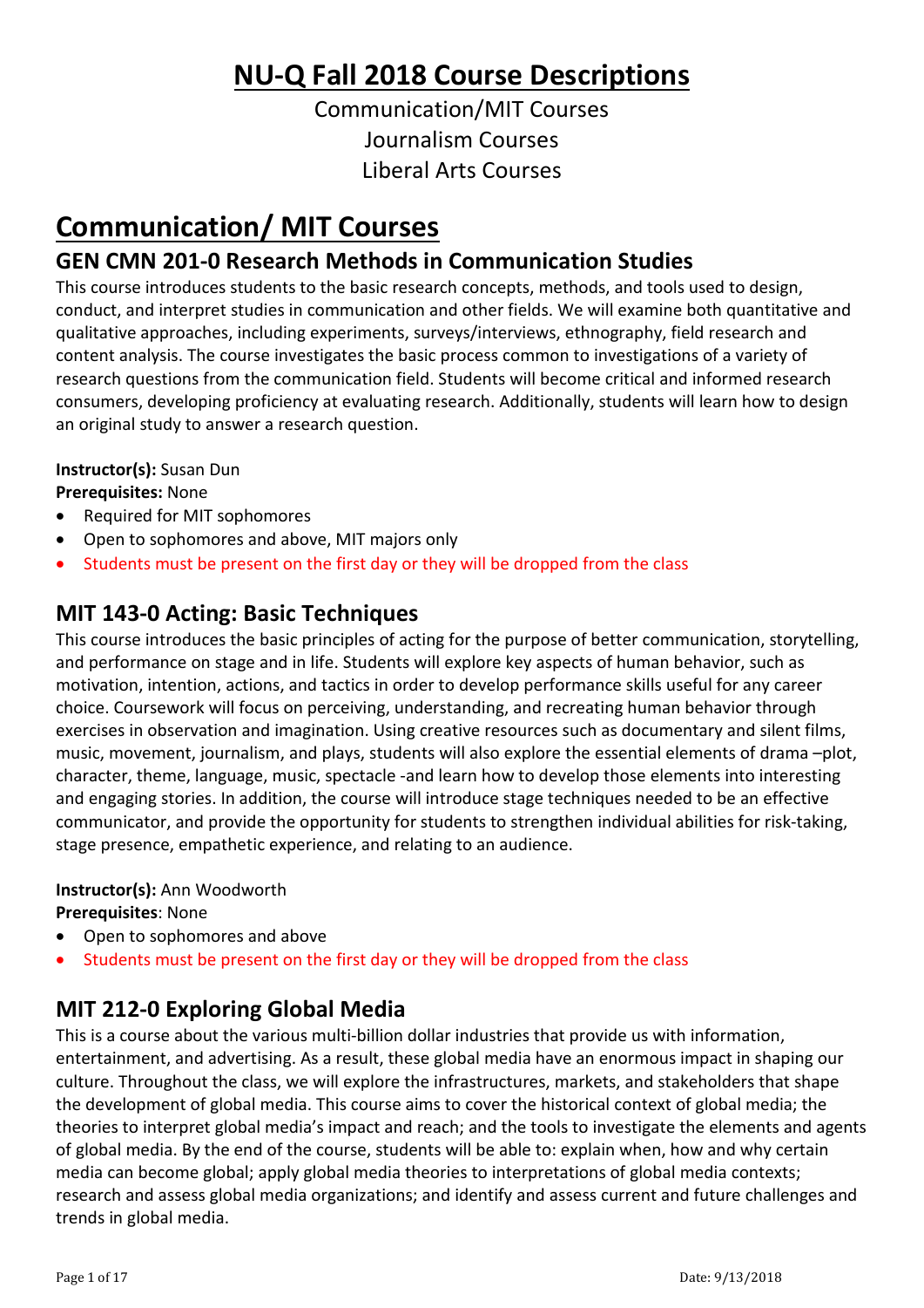# NU-Q Fall 2018 Course Descriptions

Communication/MIT Courses
Journalism Courses
Liberal Arts Courses

# Communication/ MIT Courses

## GEN CMN 201-0 Research Methods in Communication Studies

This course introduces students to the basic research concepts, methods, and tools used to design, conduct, and interpret studies in communication and other fields. We will examine both quantitative and qualitative approaches, including experiments, surveys/interviews, ethnography, field research and content analysis. The course investigates the basic process common to investigations of a variety of research questions from the communication field. Students will become critical and informed research consumers, developing proficiency at evaluating research. Additionally, students will learn how to design an original study to answer a research question.

**Instructor(s):** Susan Dun
**Prerequisites:** None

- Required for MIT sophomores
- Open to sophomores and above, MIT majors only
- Students must be present on the first day or they will be dropped from the class

## MIT 143-0 Acting: Basic Techniques

This course introduces the basic principles of acting for the purpose of better communication, storytelling, and performance on stage and in life. Students will explore key aspects of human behavior, such as motivation, intention, actions, and tactics in order to develop performance skills useful for any career choice. Coursework will focus on perceiving, understanding, and recreating human behavior through exercises in observation and imagination. Using creative resources such as documentary and silent films, music, movement, journalism, and plays, students will also explore the essential elements of drama –plot, character, theme, language, music, spectacle -and learn how to develop those elements into interesting and engaging stories. In addition, the course will introduce stage techniques needed to be an effective communicator, and provide the opportunity for students to strengthen individual abilities for risk-taking, stage presence, empathetic experience, and relating to an audience.

**Instructor(s):** Ann Woodworth
**Prerequisites**: None

- Open to sophomores and above
- Students must be present on the first day or they will be dropped from the class

## MIT 212-0 Exploring Global Media

This is a course about the various multi-billion dollar industries that provide us with information, entertainment, and advertising. As a result, these global media have an enormous impact in shaping our culture. Throughout the class, we will explore the infrastructures, markets, and stakeholders that shape the development of global media. This course aims to cover the historical context of global media; the theories to interpret global media's impact and reach; and the tools to investigate the elements and agents of global media. By the end of the course, students will be able to: explain when, how and why certain media can become global; apply global media theories to interpretations of global media contexts; research and assess global media organizations; and identify and assess current and future challenges and trends in global media.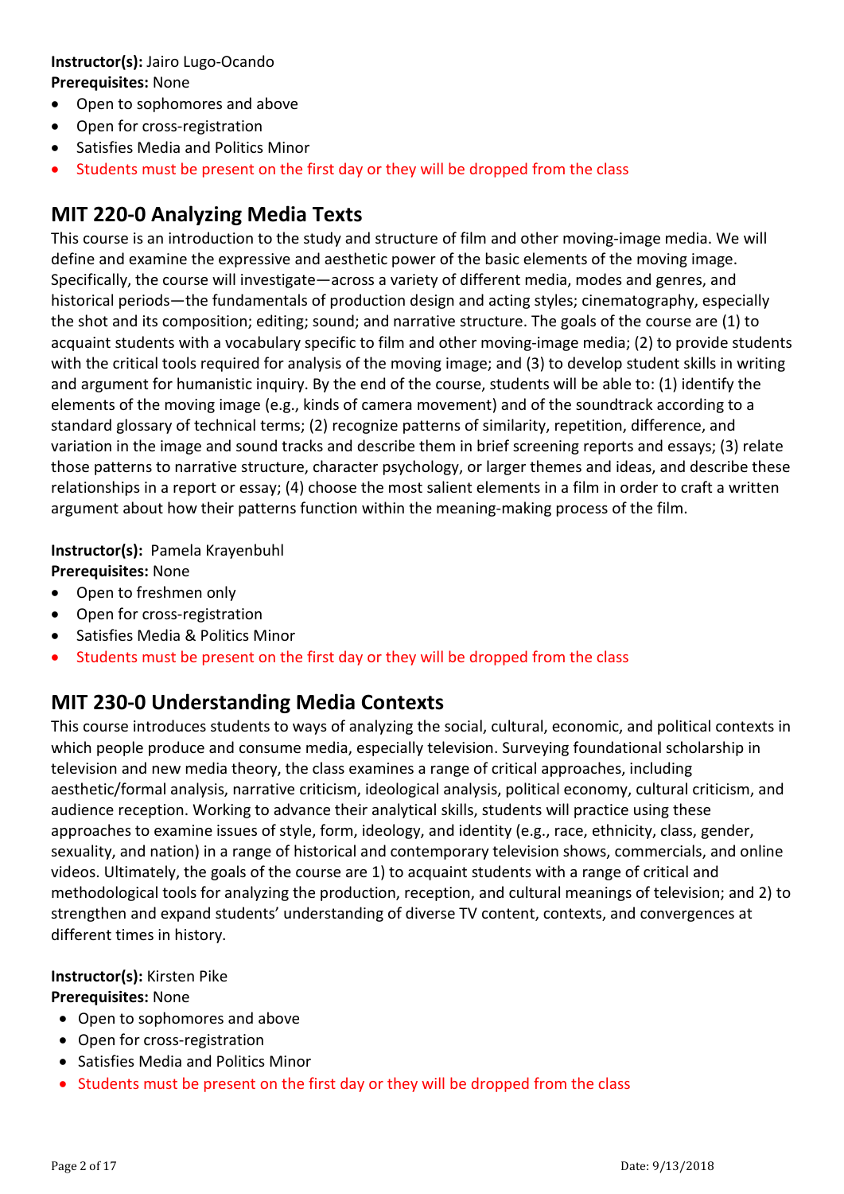**Instructor(s):** Jairo Lugo-Ocando
**Prerequisites:** None

- Open to sophomores and above
- Open for cross-registration
- Satisfies Media and Politics Minor
- Students must be present on the first day or they will be dropped from the class

## MIT 220-0 Analyzing Media Texts

This course is an introduction to the study and structure of film and other moving-image media. We will define and examine the expressive and aesthetic power of the basic elements of the moving image. Specifically, the course will investigate—across a variety of different media, modes and genres, and historical periods—the fundamentals of production design and acting styles; cinematography, especially the shot and its composition; editing; sound; and narrative structure. The goals of the course are (1) to acquaint students with a vocabulary specific to film and other moving-image media; (2) to provide students with the critical tools required for analysis of the moving image; and (3) to develop student skills in writing and argument for humanistic inquiry. By the end of the course, students will be able to: (1) identify the elements of the moving image (e.g., kinds of camera movement) and of the soundtrack according to a standard glossary of technical terms; (2) recognize patterns of similarity, repetition, difference, and variation in the image and sound tracks and describe them in brief screening reports and essays; (3) relate those patterns to narrative structure, character psychology, or larger themes and ideas, and describe these relationships in a report or essay; (4) choose the most salient elements in a film in order to craft a written argument about how their patterns function within the meaning-making process of the film.

**Instructor(s):** Pamela Krayenbuhl
**Prerequisites:** None

- Open to freshmen only
- Open for cross-registration
- Satisfies Media & Politics Minor
- Students must be present on the first day or they will be dropped from the class

## MIT 230-0 Understanding Media Contexts

This course introduces students to ways of analyzing the social, cultural, economic, and political contexts in which people produce and consume media, especially television. Surveying foundational scholarship in television and new media theory, the class examines a range of critical approaches, including aesthetic/formal analysis, narrative criticism, ideological analysis, political economy, cultural criticism, and audience reception. Working to advance their analytical skills, students will practice using these approaches to examine issues of style, form, ideology, and identity (e.g., race, ethnicity, class, gender, sexuality, and nation) in a range of historical and contemporary television shows, commercials, and online videos. Ultimately, the goals of the course are 1) to acquaint students with a range of critical and methodological tools for analyzing the production, reception, and cultural meanings of television; and 2) to strengthen and expand students' understanding of diverse TV content, contexts, and convergences at different times in history.

**Instructor(s):** Kirsten Pike
**Prerequisites:** None

- Open to sophomores and above
- Open for cross-registration
- Satisfies Media and Politics Minor
- Students must be present on the first day or they will be dropped from the class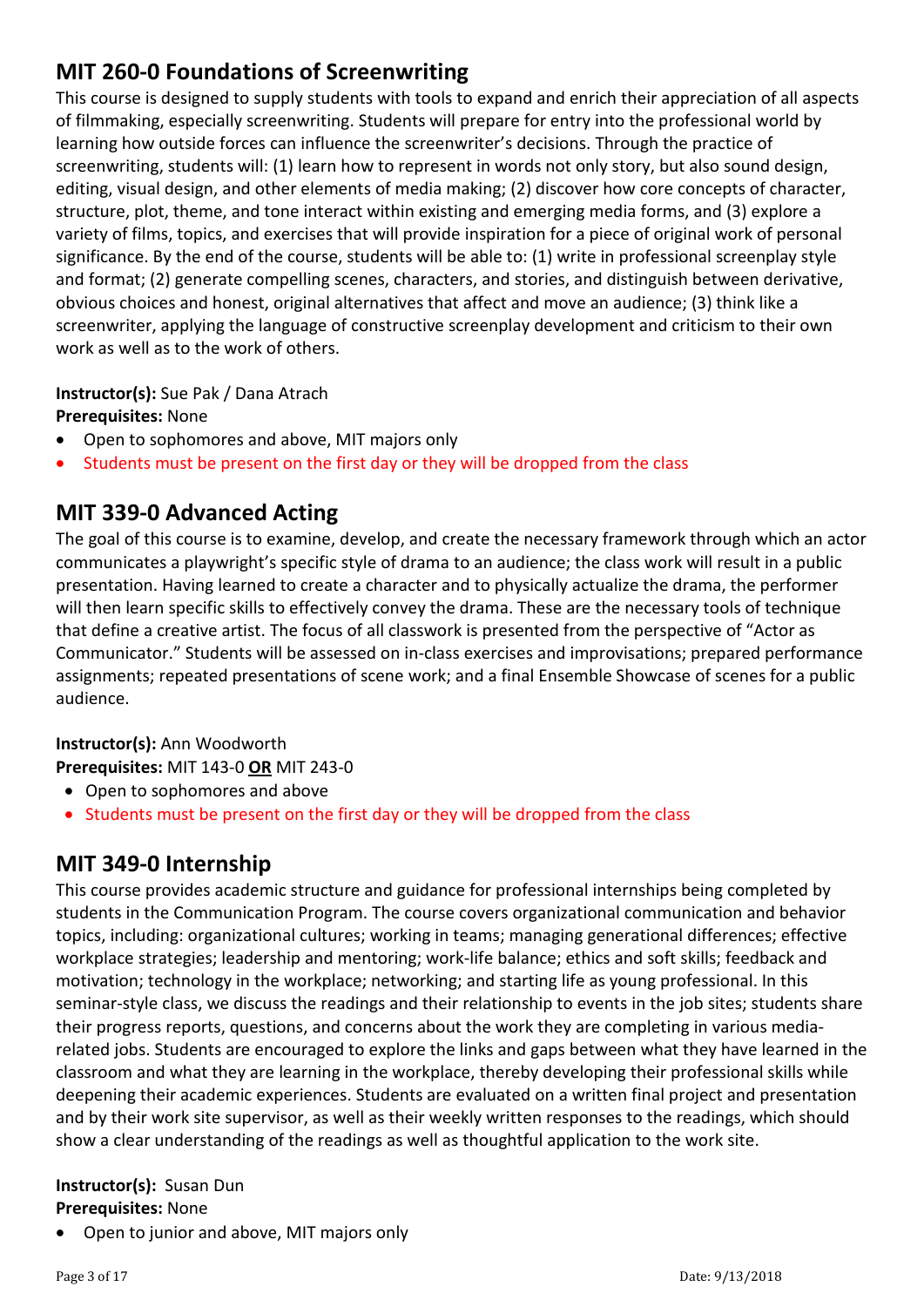## MIT 260-0 Foundations of Screenwriting

This course is designed to supply students with tools to expand and enrich their appreciation of all aspects of filmmaking, especially screenwriting. Students will prepare for entry into the professional world by learning how outside forces can influence the screenwriter's decisions. Through the practice of screenwriting, students will: (1) learn how to represent in words not only story, but also sound design, editing, visual design, and other elements of media making; (2) discover how core concepts of character, structure, plot, theme, and tone interact within existing and emerging media forms, and (3) explore a variety of films, topics, and exercises that will provide inspiration for a piece of original work of personal significance. By the end of the course, students will be able to: (1) write in professional screenplay style and format; (2) generate compelling scenes, characters, and stories, and distinguish between derivative, obvious choices and honest, original alternatives that affect and move an audience; (3) think like a screenwriter, applying the language of constructive screenplay development and criticism to their own work as well as to the work of others.

**Instructor(s):** Sue Pak / Dana Atrach
**Prerequisites:** None

- Open to sophomores and above, MIT majors only
- Students must be present on the first day or they will be dropped from the class

## MIT 339-0 Advanced Acting

The goal of this course is to examine, develop, and create the necessary framework through which an actor communicates a playwright's specific style of drama to an audience; the class work will result in a public presentation. Having learned to create a character and to physically actualize the drama, the performer will then learn specific skills to effectively convey the drama. These are the necessary tools of technique that define a creative artist. The focus of all classwork is presented from the perspective of "Actor as Communicator." Students will be assessed on in-class exercises and improvisations; prepared performance assignments; repeated presentations of scene work; and a final Ensemble Showcase of scenes for a public audience.

**Instructor(s):** Ann Woodworth
**Prerequisites:** MIT 143-0 **OR** MIT 243-0

- Open to sophomores and above
- Students must be present on the first day or they will be dropped from the class

## MIT 349-0 Internship

This course provides academic structure and guidance for professional internships being completed by students in the Communication Program. The course covers organizational communication and behavior topics, including: organizational cultures; working in teams; managing generational differences; effective workplace strategies; leadership and mentoring; work-life balance; ethics and soft skills; feedback and motivation; technology in the workplace; networking; and starting life as young professional. In this seminar-style class, we discuss the readings and their relationship to events in the job sites; students share their progress reports, questions, and concerns about the work they are completing in various media-related jobs. Students are encouraged to explore the links and gaps between what they have learned in the classroom and what they are learning in the workplace, thereby developing their professional skills while deepening their academic experiences. Students are evaluated on a written final project and presentation and by their work site supervisor, as well as their weekly written responses to the readings, which should show a clear understanding of the readings as well as thoughtful application to the work site.

**Instructor(s):** Susan Dun
**Prerequisites:** None

- Open to junior and above, MIT majors only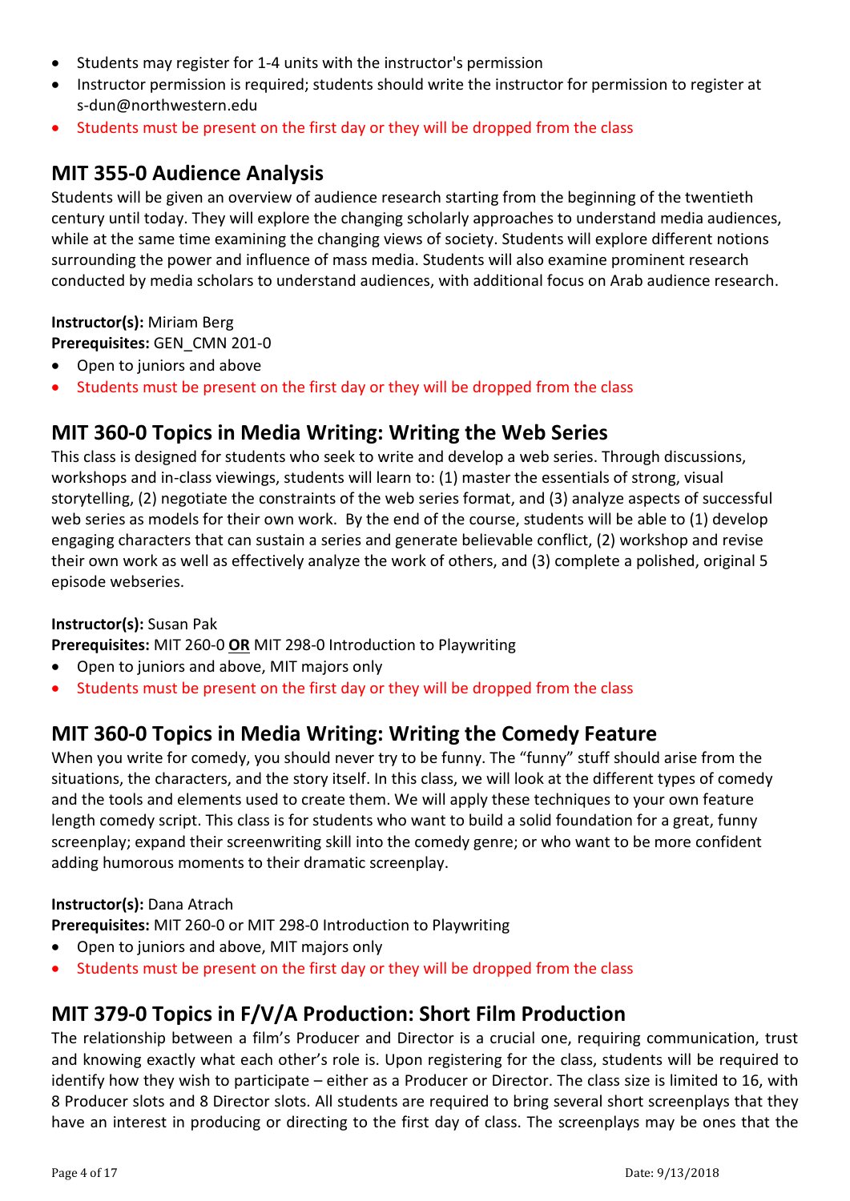- Students may register for 1-4 units with the instructor's permission
- Instructor permission is required; students should write the instructor for permission to register at s-dun@northwestern.edu
- Students must be present on the first day or they will be dropped from the class

## MIT 355-0 Audience Analysis

Students will be given an overview of audience research starting from the beginning of the twentieth century until today. They will explore the changing scholarly approaches to understand media audiences, while at the same time examining the changing views of society. Students will explore different notions surrounding the power and influence of mass media. Students will also examine prominent research conducted by media scholars to understand audiences, with additional focus on Arab audience research.

**Instructor(s):** Miriam Berg
**Prerequisites:** GEN_CMN 201-0

- Open to juniors and above
- Students must be present on the first day or they will be dropped from the class

## MIT 360-0 Topics in Media Writing: Writing the Web Series

This class is designed for students who seek to write and develop a web series. Through discussions, workshops and in-class viewings, students will learn to: (1) master the essentials of strong, visual storytelling, (2) negotiate the constraints of the web series format, and (3) analyze aspects of successful web series as models for their own work. By the end of the course, students will be able to (1) develop engaging characters that can sustain a series and generate believable conflict, (2) workshop and revise their own work as well as effectively analyze the work of others, and (3) complete a polished, original 5 episode webseries.

**Instructor(s):** Susan Pak
**Prerequisites:** MIT 260-0 **OR** MIT 298-0 Introduction to Playwriting

- Open to juniors and above, MIT majors only
- Students must be present on the first day or they will be dropped from the class

## MIT 360-0 Topics in Media Writing: Writing the Comedy Feature

When you write for comedy, you should never try to be funny. The "funny" stuff should arise from the situations, the characters, and the story itself. In this class, we will look at the different types of comedy and the tools and elements used to create them. We will apply these techniques to your own feature length comedy script. This class is for students who want to build a solid foundation for a great, funny screenplay; expand their screenwriting skill into the comedy genre; or who want to be more confident adding humorous moments to their dramatic screenplay.

**Instructor(s):** Dana Atrach
**Prerequisites:** MIT 260-0 or MIT 298-0 Introduction to Playwriting

- Open to juniors and above, MIT majors only
- Students must be present on the first day or they will be dropped from the class

## MIT 379-0 Topics in F/V/A Production: Short Film Production

The relationship between a film's Producer and Director is a crucial one, requiring communication, trust and knowing exactly what each other's role is. Upon registering for the class, students will be required to identify how they wish to participate – either as a Producer or Director. The class size is limited to 16, with 8 Producer slots and 8 Director slots. All students are required to bring several short screenplays that they have an interest in producing or directing to the first day of class. The screenplays may be ones that the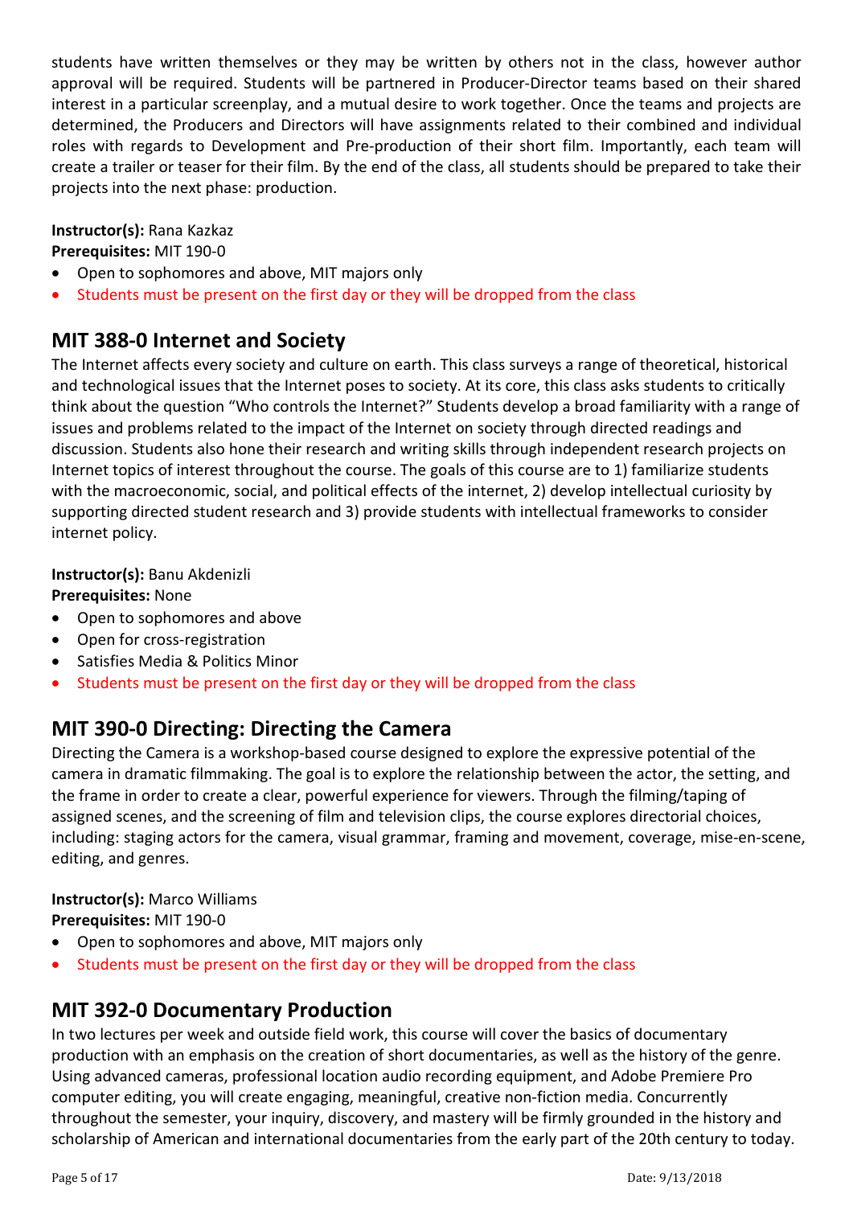students have written themselves or they may be written by others not in the class, however author approval will be required. Students will be partnered in Producer-Director teams based on their shared interest in a particular screenplay, and a mutual desire to work together. Once the teams and projects are determined, the Producers and Directors will have assignments related to their combined and individual roles with regards to Development and Pre-production of their short film. Importantly, each team will create a trailer or teaser for their film. By the end of the class, all students should be prepared to take their projects into the next phase: production.

**Instructor(s):** Rana Kazkaz
**Prerequisites:** MIT 190-0

- Open to sophomores and above, MIT majors only
- Students must be present on the first day or they will be dropped from the class

## MIT 388-0 Internet and Society

The Internet affects every society and culture on earth. This class surveys a range of theoretical, historical and technological issues that the Internet poses to society. At its core, this class asks students to critically think about the question "Who controls the Internet?" Students develop a broad familiarity with a range of issues and problems related to the impact of the Internet on society through directed readings and discussion. Students also hone their research and writing skills through independent research projects on Internet topics of interest throughout the course. The goals of this course are to 1) familiarize students with the macroeconomic, social, and political effects of the internet, 2) develop intellectual curiosity by supporting directed student research and 3) provide students with intellectual frameworks to consider internet policy.

**Instructor(s):** Banu Akdenizli
**Prerequisites:** None

- Open to sophomores and above
- Open for cross-registration
- Satisfies Media & Politics Minor
- Students must be present on the first day or they will be dropped from the class

## MIT 390-0 Directing: Directing the Camera

Directing the Camera is a workshop-based course designed to explore the expressive potential of the camera in dramatic filmmaking. The goal is to explore the relationship between the actor, the setting, and the frame in order to create a clear, powerful experience for viewers. Through the filming/taping of assigned scenes, and the screening of film and television clips, the course explores directorial choices, including: staging actors for the camera, visual grammar, framing and movement, coverage, mise-en-scene, editing, and genres.

**Instructor(s):** Marco Williams
**Prerequisites:** MIT 190-0

- Open to sophomores and above, MIT majors only
- Students must be present on the first day or they will be dropped from the class

## MIT 392-0 Documentary Production

In two lectures per week and outside field work, this course will cover the basics of documentary production with an emphasis on the creation of short documentaries, as well as the history of the genre. Using advanced cameras, professional location audio recording equipment, and Adobe Premiere Pro computer editing, you will create engaging, meaningful, creative non-fiction media. Concurrently throughout the semester, your inquiry, discovery, and mastery will be firmly grounded in the history and scholarship of American and international documentaries from the early part of the 20th century to today.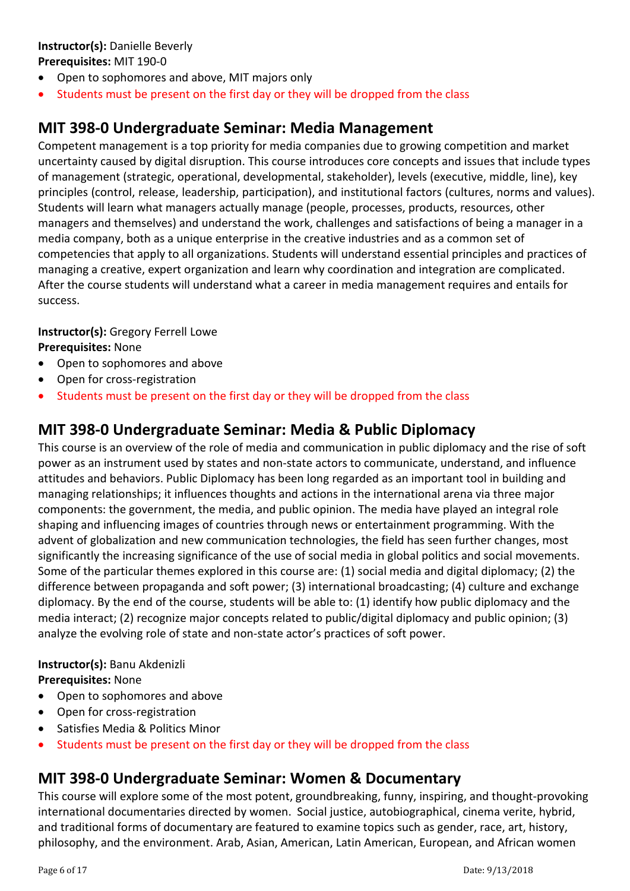**Instructor(s):** Danielle Beverly
**Prerequisites:** MIT 190-0

- Open to sophomores and above, MIT majors only
- Students must be present on the first day or they will be dropped from the class

## MIT 398-0 Undergraduate Seminar: Media Management

Competent management is a top priority for media companies due to growing competition and market uncertainty caused by digital disruption. This course introduces core concepts and issues that include types of management (strategic, operational, developmental, stakeholder), levels (executive, middle, line), key principles (control, release, leadership, participation), and institutional factors (cultures, norms and values). Students will learn what managers actually manage (people, processes, products, resources, other managers and themselves) and understand the work, challenges and satisfactions of being a manager in a media company, both as a unique enterprise in the creative industries and as a common set of competencies that apply to all organizations. Students will understand essential principles and practices of managing a creative, expert organization and learn why coordination and integration are complicated. After the course students will understand what a career in media management requires and entails for success.

**Instructor(s):** Gregory Ferrell Lowe
**Prerequisites:** None

- Open to sophomores and above
- Open for cross-registration
- Students must be present on the first day or they will be dropped from the class

## MIT 398-0 Undergraduate Seminar: Media & Public Diplomacy

This course is an overview of the role of media and communication in public diplomacy and the rise of soft power as an instrument used by states and non-state actors to communicate, understand, and influence attitudes and behaviors. Public Diplomacy has been long regarded as an important tool in building and managing relationships; it influences thoughts and actions in the international arena via three major components: the government, the media, and public opinion. The media have played an integral role shaping and influencing images of countries through news or entertainment programming. With the advent of globalization and new communication technologies, the field has seen further changes, most significantly the increasing significance of the use of social media in global politics and social movements. Some of the particular themes explored in this course are: (1) social media and digital diplomacy; (2) the difference between propaganda and soft power; (3) international broadcasting; (4) culture and exchange diplomacy. By the end of the course, students will be able to: (1) identify how public diplomacy and the media interact; (2) recognize major concepts related to public/digital diplomacy and public opinion; (3) analyze the evolving role of state and non-state actor's practices of soft power.

**Instructor(s):** Banu Akdenizli
**Prerequisites:** None

- Open to sophomores and above
- Open for cross-registration
- Satisfies Media & Politics Minor
- Students must be present on the first day or they will be dropped from the class

## MIT 398-0 Undergraduate Seminar: Women & Documentary

This course will explore some of the most potent, groundbreaking, funny, inspiring, and thought-provoking international documentaries directed by women. Social justice, autobiographical, cinema verite, hybrid, and traditional forms of documentary are featured to examine topics such as gender, race, art, history, philosophy, and the environment. Arab, Asian, American, Latin American, European, and African women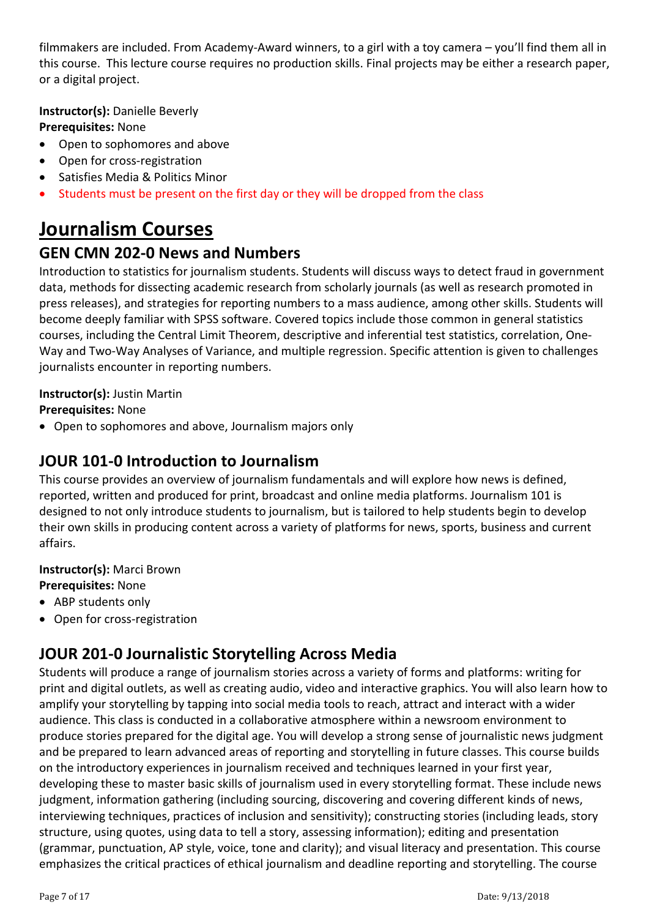filmmakers are included. From Academy-Award winners, to a girl with a toy camera – you'll find them all in this course. This lecture course requires no production skills. Final projects may be either a research paper, or a digital project.

**Instructor(s):** Danielle Beverly
**Prerequisites:** None

- Open to sophomores and above
- Open for cross-registration
- Satisfies Media & Politics Minor
- Students must be present on the first day or they will be dropped from the class

# Journalism Courses

## GEN CMN 202-0 News and Numbers

Introduction to statistics for journalism students. Students will discuss ways to detect fraud in government data, methods for dissecting academic research from scholarly journals (as well as research promoted in press releases), and strategies for reporting numbers to a mass audience, among other skills. Students will become deeply familiar with SPSS software. Covered topics include those common in general statistics courses, including the Central Limit Theorem, descriptive and inferential test statistics, correlation, One-Way and Two-Way Analyses of Variance, and multiple regression. Specific attention is given to challenges journalists encounter in reporting numbers.

**Instructor(s):** Justin Martin
**Prerequisites:** None

- Open to sophomores and above, Journalism majors only

## JOUR 101-0 Introduction to Journalism

This course provides an overview of journalism fundamentals and will explore how news is defined, reported, written and produced for print, broadcast and online media platforms. Journalism 101 is designed to not only introduce students to journalism, but is tailored to help students begin to develop their own skills in producing content across a variety of platforms for news, sports, business and current affairs.

**Instructor(s):** Marci Brown
**Prerequisites:** None

- ABP students only
- Open for cross-registration

## JOUR 201-0 Journalistic Storytelling Across Media

Students will produce a range of journalism stories across a variety of forms and platforms: writing for print and digital outlets, as well as creating audio, video and interactive graphics. You will also learn how to amplify your storytelling by tapping into social media tools to reach, attract and interact with a wider audience. This class is conducted in a collaborative atmosphere within a newsroom environment to produce stories prepared for the digital age. You will develop a strong sense of journalistic news judgment and be prepared to learn advanced areas of reporting and storytelling in future classes. This course builds on the introductory experiences in journalism received and techniques learned in your first year, developing these to master basic skills of journalism used in every storytelling format. These include news judgment, information gathering (including sourcing, discovering and covering different kinds of news, interviewing techniques, practices of inclusion and sensitivity); constructing stories (including leads, story structure, using quotes, using data to tell a story, assessing information); editing and presentation (grammar, punctuation, AP style, voice, tone and clarity); and visual literacy and presentation. This course emphasizes the critical practices of ethical journalism and deadline reporting and storytelling. The course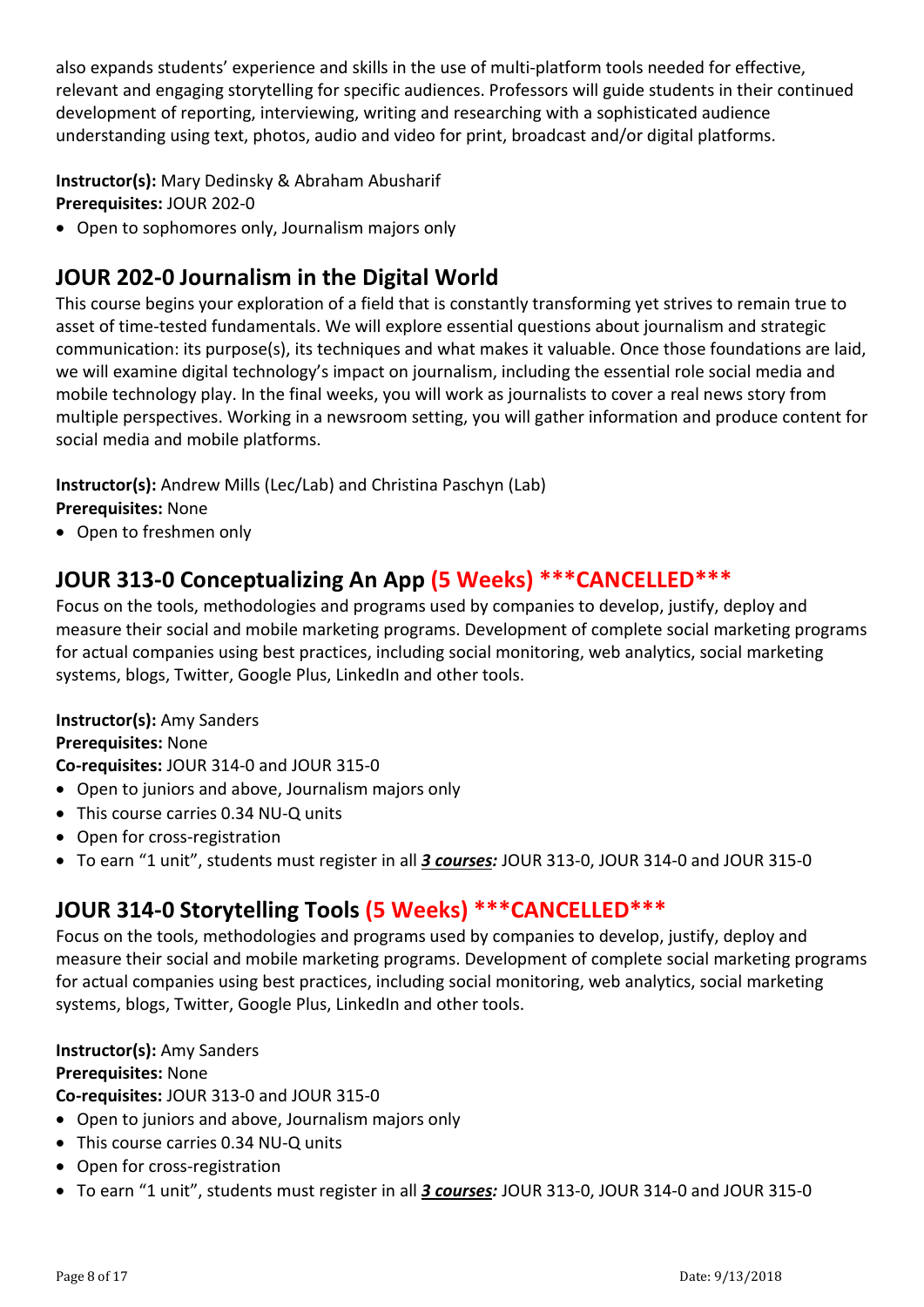also expands students' experience and skills in the use of multi-platform tools needed for effective, relevant and engaging storytelling for specific audiences. Professors will guide students in their continued development of reporting, interviewing, writing and researching with a sophisticated audience understanding using text, photos, audio and video for print, broadcast and/or digital platforms.

**Instructor(s):** Mary Dedinsky & Abraham Abusharif
**Prerequisites:** JOUR 202-0

- Open to sophomores only, Journalism majors only

## JOUR 202-0 Journalism in the Digital World

This course begins your exploration of a field that is constantly transforming yet strives to remain true to asset of time-tested fundamentals. We will explore essential questions about journalism and strategic communication: its purpose(s), its techniques and what makes it valuable. Once those foundations are laid, we will examine digital technology's impact on journalism, including the essential role social media and mobile technology play. In the final weeks, you will work as journalists to cover a real news story from multiple perspectives. Working in a newsroom setting, you will gather information and produce content for social media and mobile platforms.

**Instructor(s):** Andrew Mills (Lec/Lab) and Christina Paschyn (Lab)
**Prerequisites:** None

- Open to freshmen only

## JOUR 313-0 Conceptualizing An App (5 Weeks) ***CANCELLED***

Focus on the tools, methodologies and programs used by companies to develop, justify, deploy and measure their social and mobile marketing programs. Development of complete social marketing programs for actual companies using best practices, including social monitoring, web analytics, social marketing systems, blogs, Twitter, Google Plus, LinkedIn and other tools.

**Instructor(s):** Amy Sanders
**Prerequisites:** None
**Co-requisites:** JOUR 314-0 and JOUR 315-0

- Open to juniors and above, Journalism majors only
- This course carries 0.34 NU-Q units
- Open for cross-registration
- To earn "1 unit", students must register in all ***3 courses:*** JOUR 313-0, JOUR 314-0 and JOUR 315-0

## JOUR 314-0 Storytelling Tools (5 Weeks) ***CANCELLED***

Focus on the tools, methodologies and programs used by companies to develop, justify, deploy and measure their social and mobile marketing programs. Development of complete social marketing programs for actual companies using best practices, including social monitoring, web analytics, social marketing systems, blogs, Twitter, Google Plus, LinkedIn and other tools.

**Instructor(s):** Amy Sanders
**Prerequisites:** None
**Co-requisites:** JOUR 313-0 and JOUR 315-0

- Open to juniors and above, Journalism majors only
- This course carries 0.34 NU-Q units
- Open for cross-registration
- To earn "1 unit", students must register in all ***3 courses:*** JOUR 313-0, JOUR 314-0 and JOUR 315-0

Date: 9/13/2018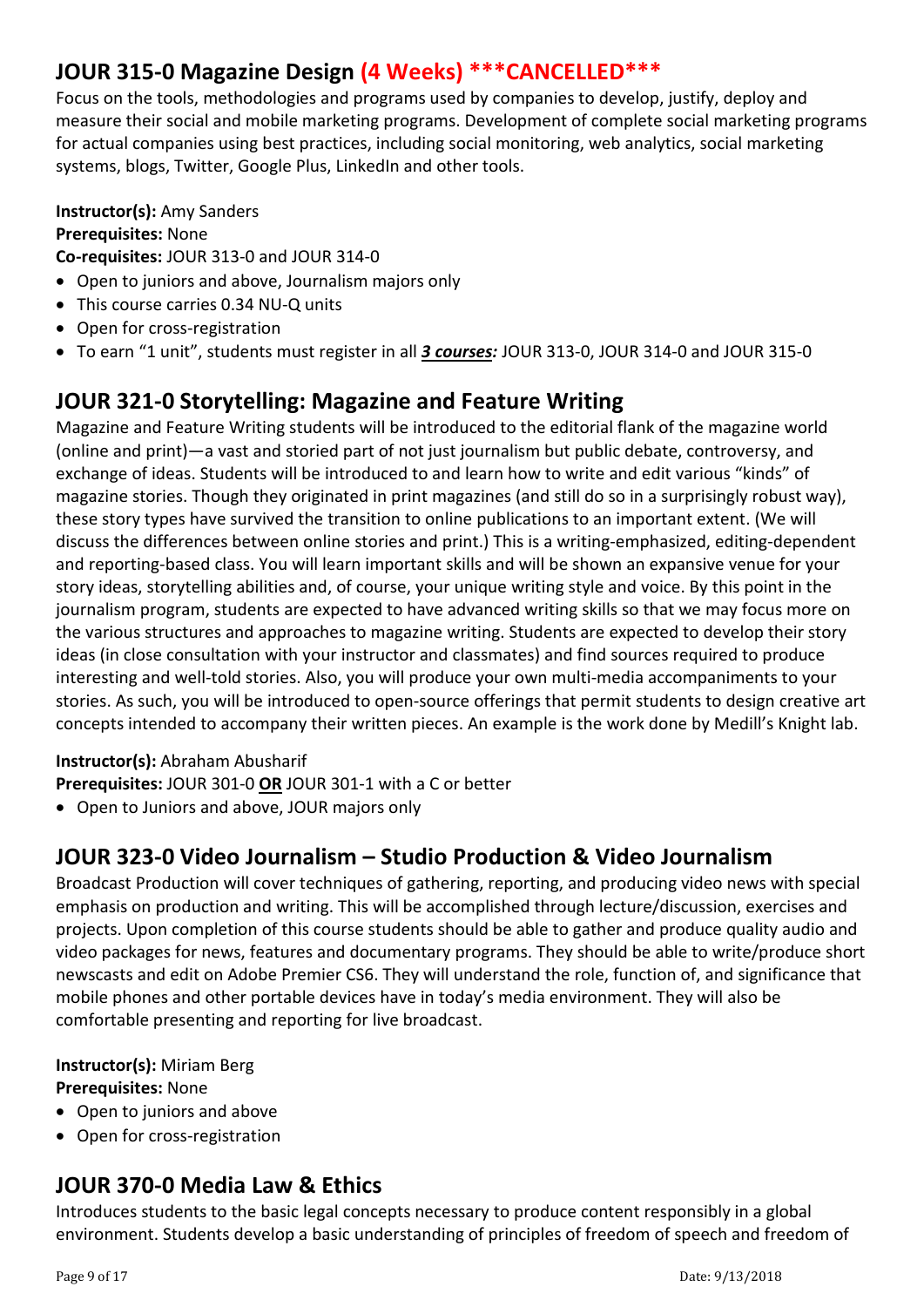## JOUR 315-0 Magazine Design (4 Weeks) ***CANCELLED***

Focus on the tools, methodologies and programs used by companies to develop, justify, deploy and measure their social and mobile marketing programs. Development of complete social marketing programs for actual companies using best practices, including social monitoring, web analytics, social marketing systems, blogs, Twitter, Google Plus, LinkedIn and other tools.

**Instructor(s):** Amy Sanders
**Prerequisites:** None
**Co-requisites:** JOUR 313-0 and JOUR 314-0

- Open to juniors and above, Journalism majors only
- This course carries 0.34 NU-Q units
- Open for cross-registration
- To earn “1 unit”, students must register in all ***3 courses:*** JOUR 313-0, JOUR 314-0 and JOUR 315-0

## JOUR 321-0 Storytelling: Magazine and Feature Writing

Magazine and Feature Writing students will be introduced to the editorial flank of the magazine world (online and print)—a vast and storied part of not just journalism but public debate, controversy, and exchange of ideas. Students will be introduced to and learn how to write and edit various “kinds” of magazine stories. Though they originated in print magazines (and still do so in a surprisingly robust way), these story types have survived the transition to online publications to an important extent. (We will discuss the differences between online stories and print.) This is a writing-emphasized, editing-dependent and reporting-based class. You will learn important skills and will be shown an expansive venue for your story ideas, storytelling abilities and, of course, your unique writing style and voice. By this point in the journalism program, students are expected to have advanced writing skills so that we may focus more on the various structures and approaches to magazine writing. Students are expected to develop their story ideas (in close consultation with your instructor and classmates) and find sources required to produce interesting and well-told stories. Also, you will produce your own multi-media accompaniments to your stories. As such, you will be introduced to open-source offerings that permit students to design creative art concepts intended to accompany their written pieces. An example is the work done by Medill’s Knight lab.

**Instructor(s):** Abraham Abusharif
**Prerequisites:** JOUR 301-0 **OR** JOUR 301-1 with a C or better

- Open to Juniors and above, JOUR majors only

## JOUR 323-0 Video Journalism – Studio Production & Video Journalism

Broadcast Production will cover techniques of gathering, reporting, and producing video news with special emphasis on production and writing. This will be accomplished through lecture/discussion, exercises and projects. Upon completion of this course students should be able to gather and produce quality audio and video packages for news, features and documentary programs. They should be able to write/produce short newscasts and edit on Adobe Premier CS6. They will understand the role, function of, and significance that mobile phones and other portable devices have in today’s media environment. They will also be comfortable presenting and reporting for live broadcast.

**Instructor(s):** Miriam Berg
**Prerequisites:** None

- Open to juniors and above
- Open for cross-registration

## JOUR 370-0 Media Law & Ethics

Introduces students to the basic legal concepts necessary to produce content responsibly in a global environment. Students develop a basic understanding of principles of freedom of speech and freedom of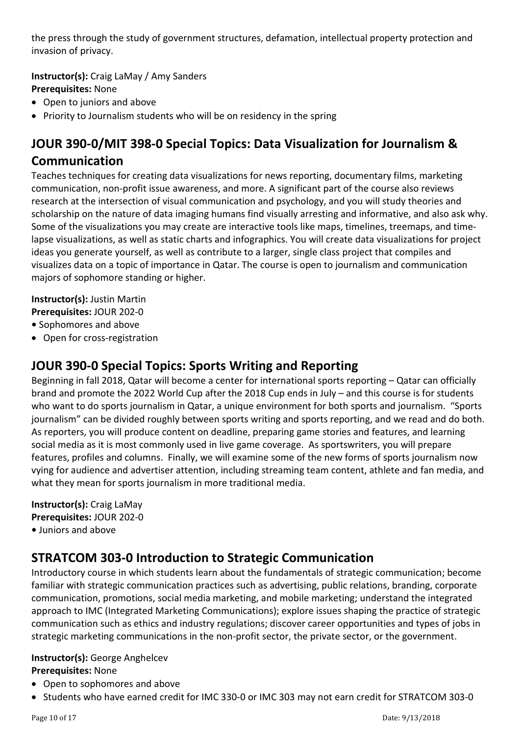the press through the study of government structures, defamation, intellectual property protection and invasion of privacy.

**Instructor(s):** Craig LaMay / Amy Sanders
**Prerequisites:** None

- Open to juniors and above
- Priority to Journalism students who will be on residency in the spring

## JOUR 390-0/MIT 398-0 Special Topics: Data Visualization for Journalism & Communication

Teaches techniques for creating data visualizations for news reporting, documentary films, marketing communication, non-profit issue awareness, and more. A significant part of the course also reviews research at the intersection of visual communication and psychology, and you will study theories and scholarship on the nature of data imaging humans find visually arresting and informative, and also ask why. Some of the visualizations you may create are interactive tools like maps, timelines, treemaps, and time-lapse visualizations, as well as static charts and infographics. You will create data visualizations for project ideas you generate yourself, as well as contribute to a larger, single class project that compiles and visualizes data on a topic of importance in Qatar. The course is open to journalism and communication majors of sophomore standing or higher.

**Instructor(s):** Justin Martin
**Prerequisites:** JOUR 202-0

- Sophomores and above
- Open for cross-registration

## JOUR 390-0 Special Topics: Sports Writing and Reporting

Beginning in fall 2018, Qatar will become a center for international sports reporting – Qatar can officially brand and promote the 2022 World Cup after the 2018 Cup ends in July – and this course is for students who want to do sports journalism in Qatar, a unique environment for both sports and journalism. "Sports journalism" can be divided roughly between sports writing and sports reporting, and we read and do both. As reporters, you will produce content on deadline, preparing game stories and features, and learning social media as it is most commonly used in live game coverage. As sportswriters, you will prepare features, profiles and columns. Finally, we will examine some of the new forms of sports journalism now vying for audience and advertiser attention, including streaming team content, athlete and fan media, and what they mean for sports journalism in more traditional media.

**Instructor(s):** Craig LaMay
**Prerequisites:** JOUR 202-0

- Juniors and above

## STRATCOM 303-0 Introduction to Strategic Communication

Introductory course in which students learn about the fundamentals of strategic communication; become familiar with strategic communication practices such as advertising, public relations, branding, corporate communication, promotions, social media marketing, and mobile marketing; understand the integrated approach to IMC (Integrated Marketing Communications); explore issues shaping the practice of strategic communication such as ethics and industry regulations; discover career opportunities and types of jobs in strategic marketing communications in the non-profit sector, the private sector, or the government.

**Instructor(s):** George Anghelcev
**Prerequisites:** None

- Open to sophomores and above
- Students who have earned credit for IMC 330-0 or IMC 303 may not earn credit for STRATCOM 303-0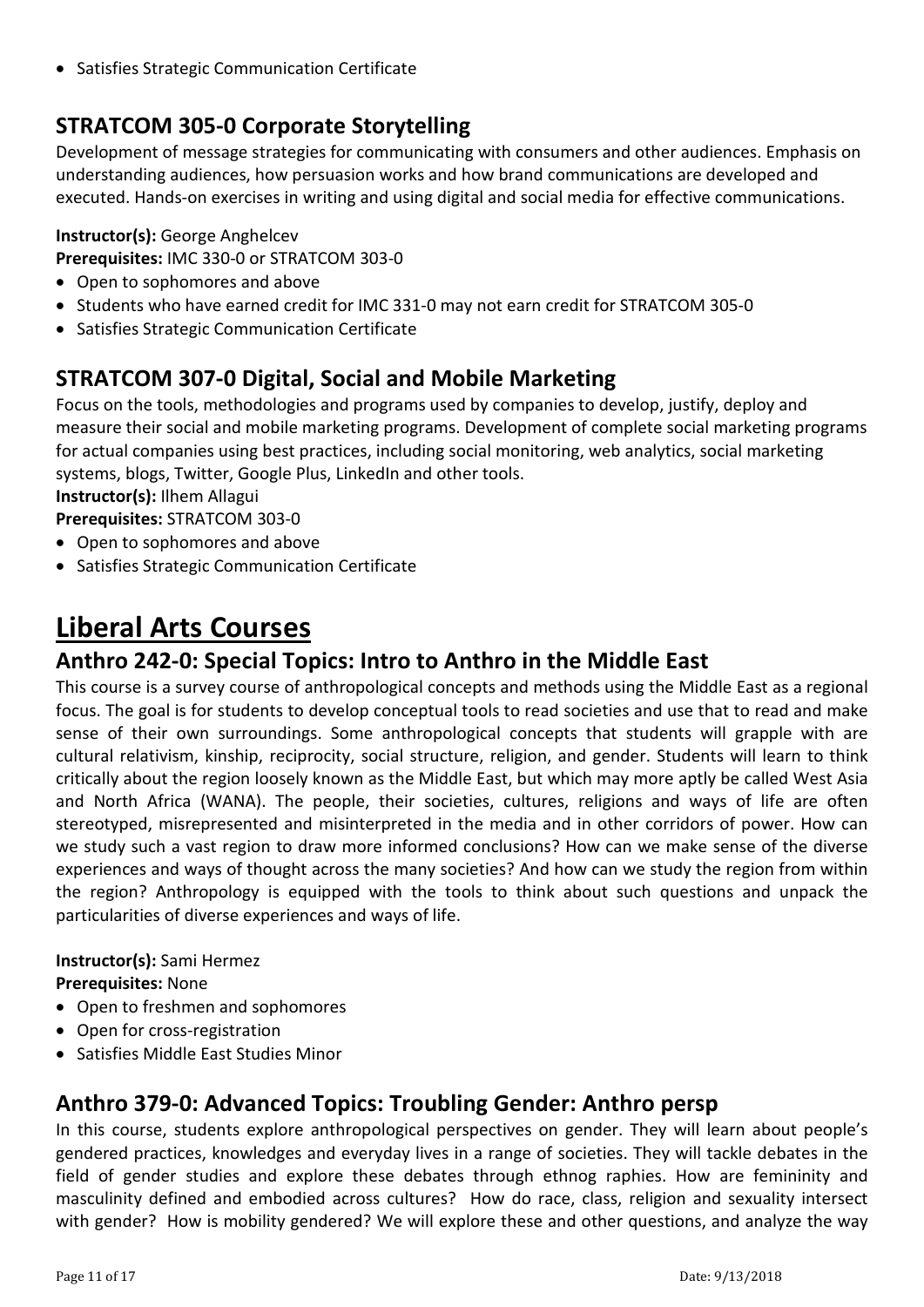- Satisfies Strategic Communication Certificate

### STRATCOM 305-0 Corporate Storytelling

Development of message strategies for communicating with consumers and other audiences. Emphasis on understanding audiences, how persuasion works and how brand communications are developed and executed. Hands-on exercises in writing and using digital and social media for effective communications.

**Instructor(s):** George Anghelcev
**Prerequisites:** IMC 330-0 or STRATCOM 303-0

- Open to sophomores and above
- Students who have earned credit for IMC 331-0 may not earn credit for STRATCOM 305-0
- Satisfies Strategic Communication Certificate

### STRATCOM 307-0 Digital, Social and Mobile Marketing

Focus on the tools, methodologies and programs used by companies to develop, justify, deploy and measure their social and mobile marketing programs. Development of complete social marketing programs for actual companies using best practices, including social monitoring, web analytics, social marketing systems, blogs, Twitter, Google Plus, LinkedIn and other tools.

**Instructor(s):** Ilhem Allagui
**Prerequisites:** STRATCOM 303-0

- Open to sophomores and above
- Satisfies Strategic Communication Certificate

# Liberal Arts Courses

### Anthro 242-0: Special Topics: Intro to Anthro in the Middle East

This course is a survey course of anthropological concepts and methods using the Middle East as a regional focus. The goal is for students to develop conceptual tools to read societies and use that to read and make sense of their own surroundings. Some anthropological concepts that students will grapple with are cultural relativism, kinship, reciprocity, social structure, religion, and gender. Students will learn to think critically about the region loosely known as the Middle East, but which may more aptly be called West Asia and North Africa (WANA). The people, their societies, cultures, religions and ways of life are often stereotyped, misrepresented and misinterpreted in the media and in other corridors of power. How can we study such a vast region to draw more informed conclusions? How can we make sense of the diverse experiences and ways of thought across the many societies? And how can we study the region from within the region? Anthropology is equipped with the tools to think about such questions and unpack the particularities of diverse experiences and ways of life.

**Instructor(s):** Sami Hermez
**Prerequisites:** None

- Open to freshmen and sophomores
- Open for cross-registration
- Satisfies Middle East Studies Minor

### Anthro 379-0: Advanced Topics: Troubling Gender: Anthro persp

In this course, students explore anthropological perspectives on gender. They will learn about people's gendered practices, knowledges and everyday lives in a range of societies. They will tackle debates in the field of gender studies and explore these debates through ethnog raphies. How are femininity and masculinity defined and embodied across cultures? How do race, class, religion and sexuality intersect with gender? How is mobility gendered? We will explore these and other questions, and analyze the way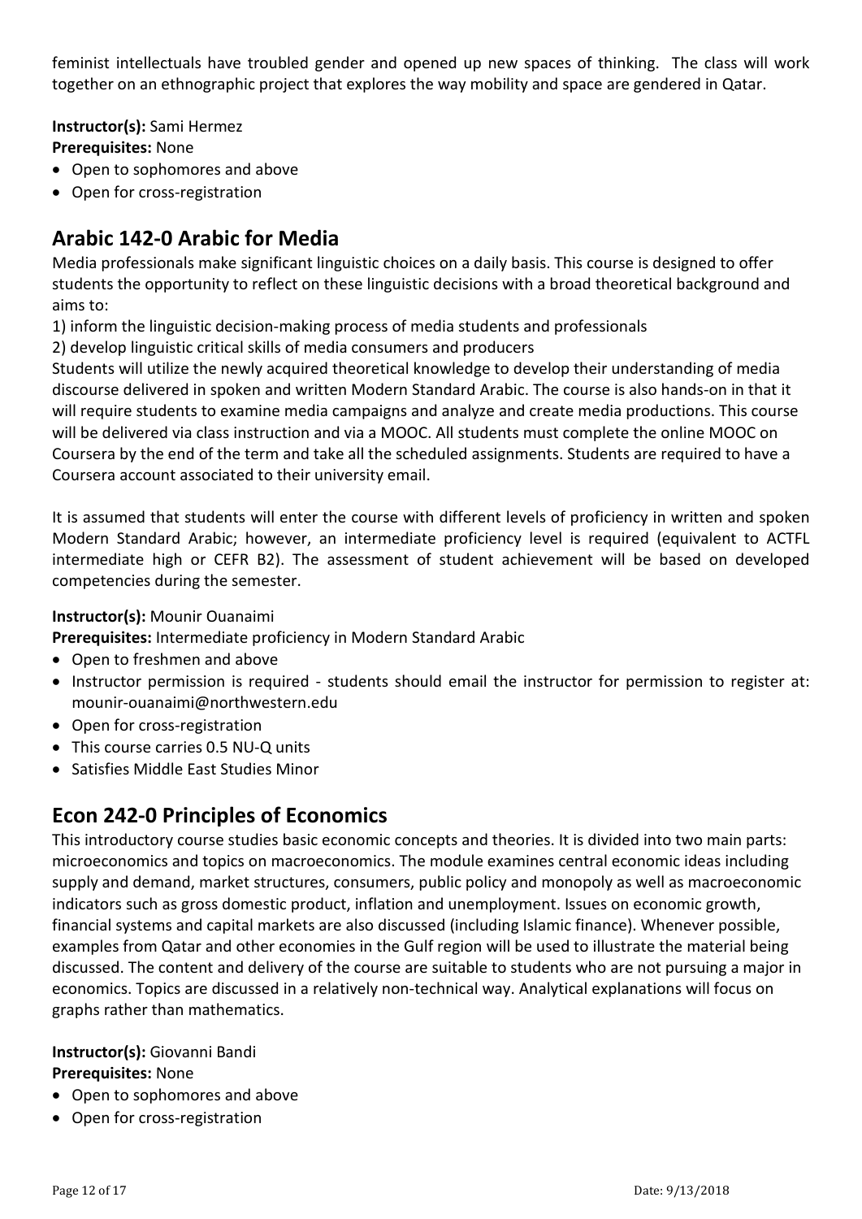feminist intellectuals have troubled gender and opened up new spaces of thinking. The class will work together on an ethnographic project that explores the way mobility and space are gendered in Qatar.

**Instructor(s):** Sami Hermez
**Prerequisites:** None

- Open to sophomores and above
- Open for cross-registration

## Arabic 142-0 Arabic for Media

Media professionals make significant linguistic choices on a daily basis. This course is designed to offer students the opportunity to reflect on these linguistic decisions with a broad theoretical background and aims to:

1) inform the linguistic decision-making process of media students and professionals
2) develop linguistic critical skills of media consumers and producers

Students will utilize the newly acquired theoretical knowledge to develop their understanding of media discourse delivered in spoken and written Modern Standard Arabic. The course is also hands-on in that it will require students to examine media campaigns and analyze and create media productions. This course will be delivered via class instruction and via a MOOC. All students must complete the online MOOC on Coursera by the end of the term and take all the scheduled assignments. Students are required to have a Coursera account associated to their university email.

It is assumed that students will enter the course with different levels of proficiency in written and spoken Modern Standard Arabic; however, an intermediate proficiency level is required (equivalent to ACTFL intermediate high or CEFR B2). The assessment of student achievement will be based on developed competencies during the semester.

**Instructor(s):** Mounir Ouanaimi
**Prerequisites:** Intermediate proficiency in Modern Standard Arabic

- Open to freshmen and above
- Instructor permission is required - students should email the instructor for permission to register at: mounir-ouanaimi@northwestern.edu
- Open for cross-registration
- This course carries 0.5 NU-Q units
- Satisfies Middle East Studies Minor

## Econ 242-0 Principles of Economics

This introductory course studies basic economic concepts and theories. It is divided into two main parts: microeconomics and topics on macroeconomics. The module examines central economic ideas including supply and demand, market structures, consumers, public policy and monopoly as well as macroeconomic indicators such as gross domestic product, inflation and unemployment. Issues on economic growth, financial systems and capital markets are also discussed (including Islamic finance). Whenever possible, examples from Qatar and other economies in the Gulf region will be used to illustrate the material being discussed. The content and delivery of the course are suitable to students who are not pursuing a major in economics. Topics are discussed in a relatively non-technical way. Analytical explanations will focus on graphs rather than mathematics.

**Instructor(s):** Giovanni Bandi
**Prerequisites:** None

- Open to sophomores and above
- Open for cross-registration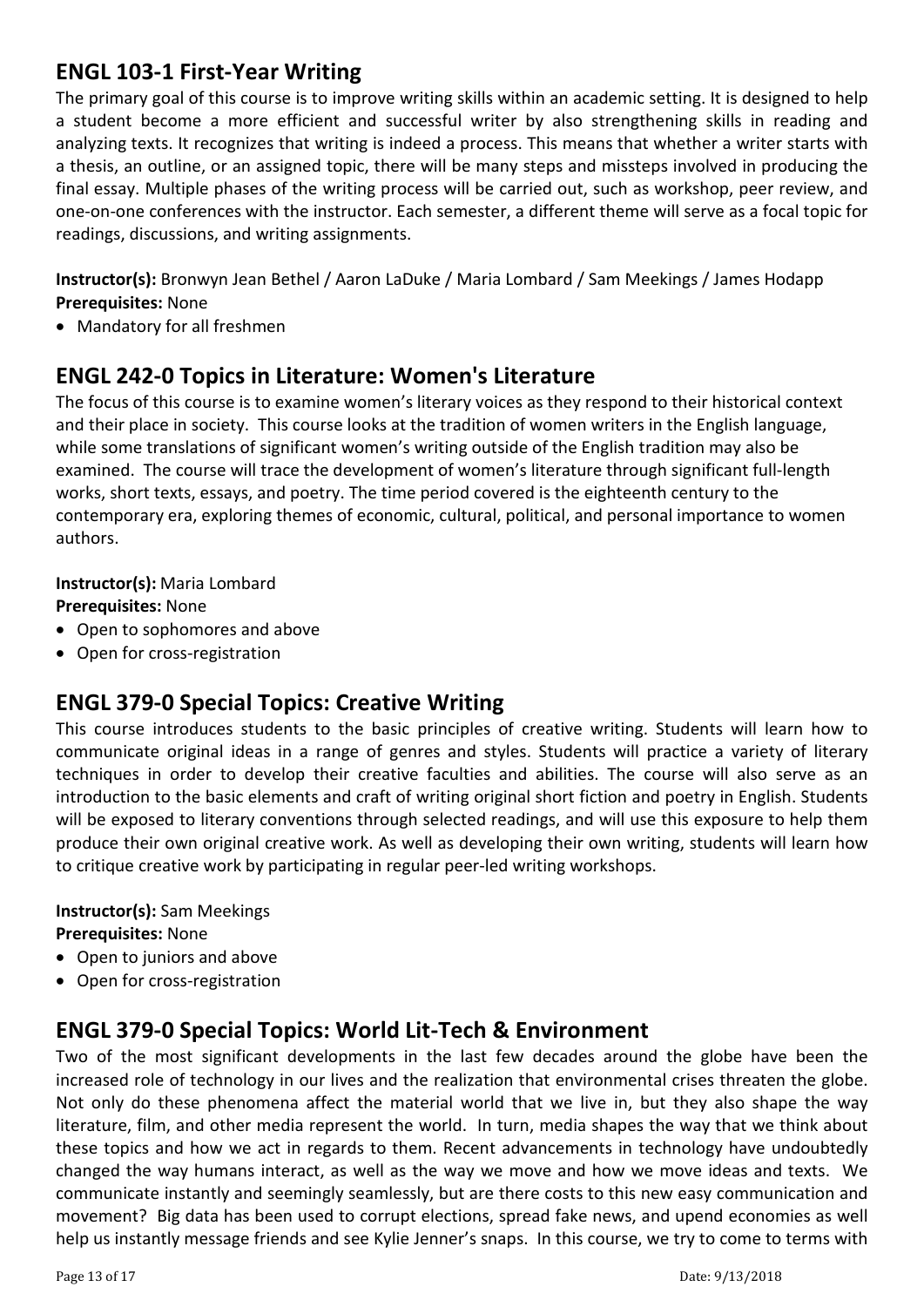## ENGL 103-1 First-Year Writing

The primary goal of this course is to improve writing skills within an academic setting. It is designed to help a student become a more efficient and successful writer by also strengthening skills in reading and analyzing texts. It recognizes that writing is indeed a process. This means that whether a writer starts with a thesis, an outline, or an assigned topic, there will be many steps and missteps involved in producing the final essay. Multiple phases of the writing process will be carried out, such as workshop, peer review, and one-on-one conferences with the instructor. Each semester, a different theme will serve as a focal topic for readings, discussions, and writing assignments.

**Instructor(s):** Bronwyn Jean Bethel / Aaron LaDuke / Maria Lombard / Sam Meekings / James Hodapp
**Prerequisites:** None

- Mandatory for all freshmen

## ENGL 242-0 Topics in Literature: Women's Literature

The focus of this course is to examine women's literary voices as they respond to their historical context and their place in society. This course looks at the tradition of women writers in the English language, while some translations of significant women's writing outside of the English tradition may also be examined. The course will trace the development of women's literature through significant full-length works, short texts, essays, and poetry. The time period covered is the eighteenth century to the contemporary era, exploring themes of economic, cultural, political, and personal importance to women authors.

**Instructor(s):** Maria Lombard
**Prerequisites:** None

- Open to sophomores and above
- Open for cross-registration

## ENGL 379-0 Special Topics: Creative Writing

This course introduces students to the basic principles of creative writing. Students will learn how to communicate original ideas in a range of genres and styles. Students will practice a variety of literary techniques in order to develop their creative faculties and abilities. The course will also serve as an introduction to the basic elements and craft of writing original short fiction and poetry in English. Students will be exposed to literary conventions through selected readings, and will use this exposure to help them produce their own original creative work. As well as developing their own writing, students will learn how to critique creative work by participating in regular peer-led writing workshops.

**Instructor(s):** Sam Meekings
**Prerequisites:** None

- Open to juniors and above
- Open for cross-registration

## ENGL 379-0 Special Topics: World Lit-Tech & Environment

Two of the most significant developments in the last few decades around the globe have been the increased role of technology in our lives and the realization that environmental crises threaten the globe. Not only do these phenomena affect the material world that we live in, but they also shape the way literature, film, and other media represent the world. In turn, media shapes the way that we think about these topics and how we act in regards to them. Recent advancements in technology have undoubtedly changed the way humans interact, as well as the way we move and how we move ideas and texts. We communicate instantly and seemingly seamlessly, but are there costs to this new easy communication and movement? Big data has been used to corrupt elections, spread fake news, and upend economies as well help us instantly message friends and see Kylie Jenner's snaps. In this course, we try to come to terms with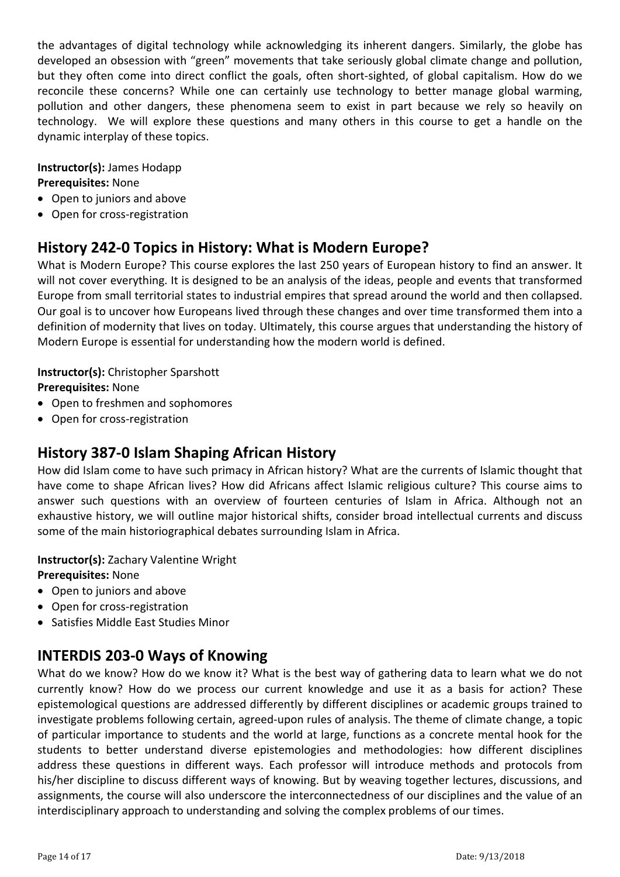the advantages of digital technology while acknowledging its inherent dangers. Similarly, the globe has developed an obsession with "green" movements that take seriously global climate change and pollution, but they often come into direct conflict the goals, often short-sighted, of global capitalism. How do we reconcile these concerns? While one can certainly use technology to better manage global warming, pollution and other dangers, these phenomena seem to exist in part because we rely so heavily on technology. We will explore these questions and many others in this course to get a handle on the dynamic interplay of these topics.

**Instructor(s):** James Hodapp
**Prerequisites:** None

- Open to juniors and above
- Open for cross-registration

## History 242-0 Topics in History: What is Modern Europe?

What is Modern Europe? This course explores the last 250 years of European history to find an answer. It will not cover everything. It is designed to be an analysis of the ideas, people and events that transformed Europe from small territorial states to industrial empires that spread around the world and then collapsed. Our goal is to uncover how Europeans lived through these changes and over time transformed them into a definition of modernity that lives on today. Ultimately, this course argues that understanding the history of Modern Europe is essential for understanding how the modern world is defined.

**Instructor(s):** Christopher Sparshott
**Prerequisites:** None

- Open to freshmen and sophomores
- Open for cross-registration

## History 387-0 Islam Shaping African History

How did Islam come to have such primacy in African history? What are the currents of Islamic thought that have come to shape African lives? How did Africans affect Islamic religious culture? This course aims to answer such questions with an overview of fourteen centuries of Islam in Africa. Although not an exhaustive history, we will outline major historical shifts, consider broad intellectual currents and discuss some of the main historiographical debates surrounding Islam in Africa.

**Instructor(s):** Zachary Valentine Wright
**Prerequisites:** None

- Open to juniors and above
- Open for cross-registration
- Satisfies Middle East Studies Minor

## INTERDIS 203-0 Ways of Knowing

What do we know? How do we know it? What is the best way of gathering data to learn what we do not currently know? How do we process our current knowledge and use it as a basis for action? These epistemological questions are addressed differently by different disciplines or academic groups trained to investigate problems following certain, agreed-upon rules of analysis. The theme of climate change, a topic of particular importance to students and the world at large, functions as a concrete mental hook for the students to better understand diverse epistemologies and methodologies: how different disciplines address these questions in different ways. Each professor will introduce methods and protocols from his/her discipline to discuss different ways of knowing. But by weaving together lectures, discussions, and assignments, the course will also underscore the interconnectedness of our disciplines and the value of an interdisciplinary approach to understanding and solving the complex problems of our times.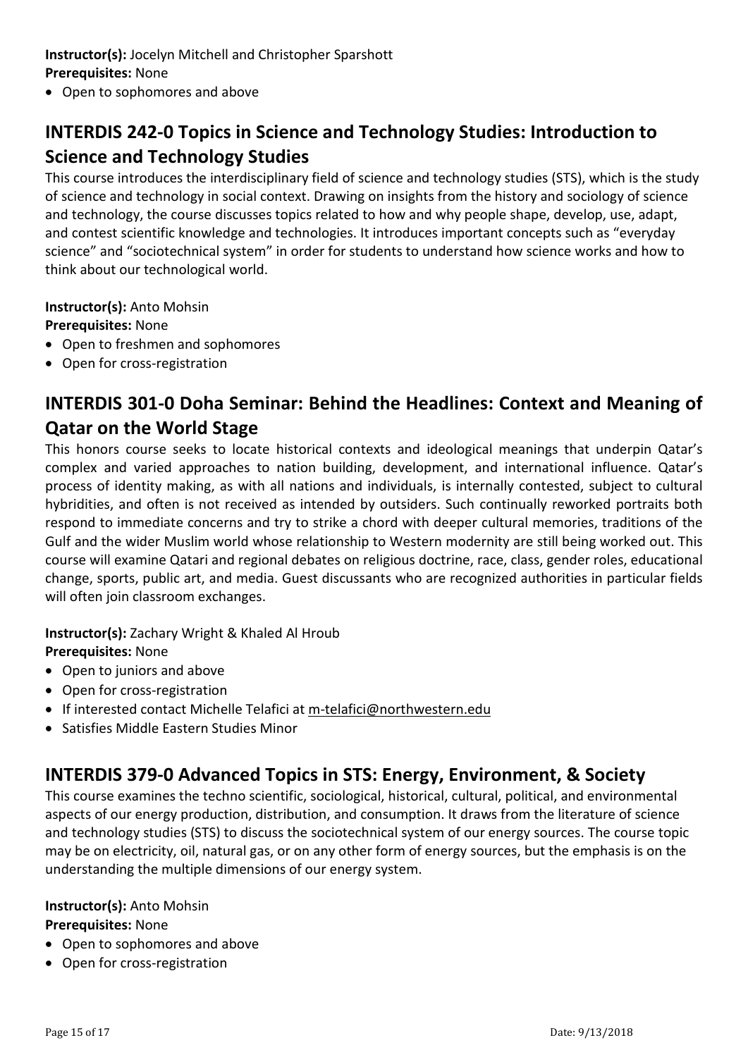**Instructor(s):** Jocelyn Mitchell and Christopher Sparshott
**Prerequisites:** None

- Open to sophomores and above

## INTERDIS 242-0 Topics in Science and Technology Studies: Introduction to Science and Technology Studies

This course introduces the interdisciplinary field of science and technology studies (STS), which is the study of science and technology in social context. Drawing on insights from the history and sociology of science and technology, the course discusses topics related to how and why people shape, develop, use, adapt, and contest scientific knowledge and technologies. It introduces important concepts such as "everyday science" and "sociotechnical system" in order for students to understand how science works and how to think about our technological world.

**Instructor(s):** Anto Mohsin
**Prerequisites:** None

- Open to freshmen and sophomores
- Open for cross-registration

## INTERDIS 301-0 Doha Seminar: Behind the Headlines: Context and Meaning of Qatar on the World Stage

This honors course seeks to locate historical contexts and ideological meanings that underpin Qatar's complex and varied approaches to nation building, development, and international influence. Qatar's process of identity making, as with all nations and individuals, is internally contested, subject to cultural hybridities, and often is not received as intended by outsiders. Such continually reworked portraits both respond to immediate concerns and try to strike a chord with deeper cultural memories, traditions of the Gulf and the wider Muslim world whose relationship to Western modernity are still being worked out. This course will examine Qatari and regional debates on religious doctrine, race, class, gender roles, educational change, sports, public art, and media. Guest discussants who are recognized authorities in particular fields will often join classroom exchanges.

**Instructor(s):** Zachary Wright & Khaled Al Hroub
**Prerequisites:** None

- Open to juniors and above
- Open for cross-registration
- If interested contact Michelle Telafici at m-telafici@northwestern.edu
- Satisfies Middle Eastern Studies Minor

## INTERDIS 379-0 Advanced Topics in STS: Energy, Environment, & Society

This course examines the techno scientific, sociological, historical, cultural, political, and environmental aspects of our energy production, distribution, and consumption. It draws from the literature of science and technology studies (STS) to discuss the sociotechnical system of our energy sources. The course topic may be on electricity, oil, natural gas, or on any other form of energy sources, but the emphasis is on the understanding the multiple dimensions of our energy system.

**Instructor(s):** Anto Mohsin
**Prerequisites:** None

- Open to sophomores and above
- Open for cross-registration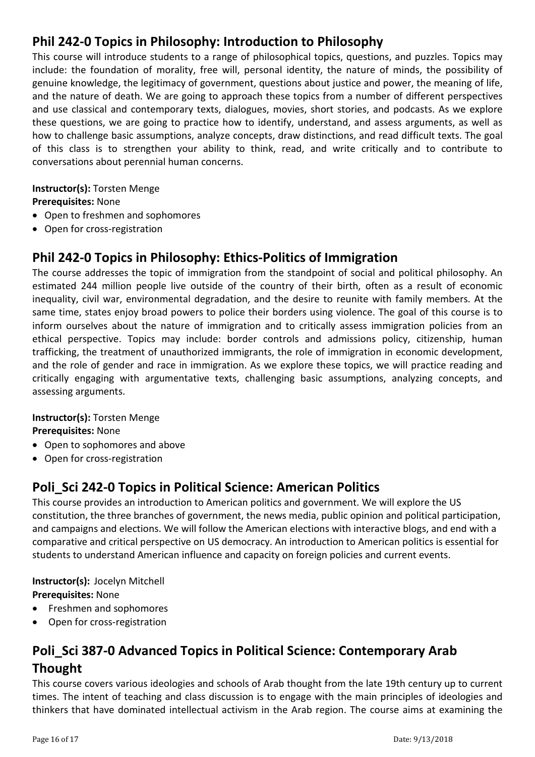## Phil 242-0 Topics in Philosophy: Introduction to Philosophy

This course will introduce students to a range of philosophical topics, questions, and puzzles. Topics may include: the foundation of morality, free will, personal identity, the nature of minds, the possibility of genuine knowledge, the legitimacy of government, questions about justice and power, the meaning of life, and the nature of death. We are going to approach these topics from a number of different perspectives and use classical and contemporary texts, dialogues, movies, short stories, and podcasts. As we explore these questions, we are going to practice how to identify, understand, and assess arguments, as well as how to challenge basic assumptions, analyze concepts, draw distinctions, and read difficult texts. The goal of this class is to strengthen your ability to think, read, and write critically and to contribute to conversations about perennial human concerns.

**Instructor(s):** Torsten Menge
**Prerequisites:** None

- Open to freshmen and sophomores
- Open for cross-registration

## Phil 242-0 Topics in Philosophy: Ethics-Politics of Immigration

The course addresses the topic of immigration from the standpoint of social and political philosophy. An estimated 244 million people live outside of the country of their birth, often as a result of economic inequality, civil war, environmental degradation, and the desire to reunite with family members. At the same time, states enjoy broad powers to police their borders using violence. The goal of this course is to inform ourselves about the nature of immigration and to critically assess immigration policies from an ethical perspective. Topics may include: border controls and admissions policy, citizenship, human trafficking, the treatment of unauthorized immigrants, the role of immigration in economic development, and the role of gender and race in immigration. As we explore these topics, we will practice reading and critically engaging with argumentative texts, challenging basic assumptions, analyzing concepts, and assessing arguments.

**Instructor(s):** Torsten Menge
**Prerequisites:** None

- Open to sophomores and above
- Open for cross-registration

## Poli_Sci 242-0 Topics in Political Science: American Politics

This course provides an introduction to American politics and government. We will explore the US constitution, the three branches of government, the news media, public opinion and political participation, and campaigns and elections. We will follow the American elections with interactive blogs, and end with a comparative and critical perspective on US democracy. An introduction to American politics is essential for students to understand American influence and capacity on foreign policies and current events.

**Instructor(s):** Jocelyn Mitchell
**Prerequisites:** None

- Freshmen and sophomores
- Open for cross-registration

## Poli_Sci 387-0 Advanced Topics in Political Science: Contemporary Arab Thought

This course covers various ideologies and schools of Arab thought from the late 19th century up to current times. The intent of teaching and class discussion is to engage with the main principles of ideologies and thinkers that have dominated intellectual activism in the Arab region. The course aims at examining the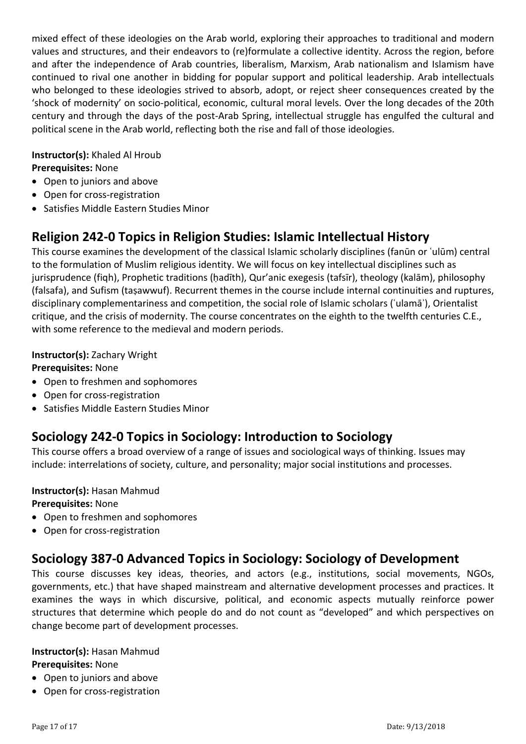mixed effect of these ideologies on the Arab world, exploring their approaches to traditional and modern values and structures, and their endeavors to (re)formulate a collective identity. Across the region, before and after the independence of Arab countries, liberalism, Marxism, Arab nationalism and Islamism have continued to rival one another in bidding for popular support and political leadership. Arab intellectuals who belonged to these ideologies strived to absorb, adopt, or reject sheer consequences created by the 'shock of modernity' on socio-political, economic, cultural moral levels. Over the long decades of the 20th century and through the days of the post-Arab Spring, intellectual struggle has engulfed the cultural and political scene in the Arab world, reflecting both the rise and fall of those ideologies.

**Instructor(s):** Khaled Al Hroub
**Prerequisites:** None

- Open to juniors and above
- Open for cross-registration
- Satisfies Middle Eastern Studies Minor

## Religion 242-0 Topics in Religion Studies: Islamic Intellectual History

This course examines the development of the classical Islamic scholarly disciplines (fanūn or ʿulūm) central to the formulation of Muslim religious identity. We will focus on key intellectual disciplines such as jurisprudence (fiqh), Prophetic traditions (ḥadīth), Qur'anic exegesis (tafsīr), theology (kalām), philosophy (falsafa), and Sufism (taṣawwuf). Recurrent themes in the course include internal continuities and ruptures, disciplinary complementariness and competition, the social role of Islamic scholars (ʿulamāʾ), Orientalist critique, and the crisis of modernity. The course concentrates on the eighth to the twelfth centuries C.E., with some reference to the medieval and modern periods.

**Instructor(s):** Zachary Wright
**Prerequisites:** None

- Open to freshmen and sophomores
- Open for cross-registration
- Satisfies Middle Eastern Studies Minor

## Sociology 242-0 Topics in Sociology: Introduction to Sociology

This course offers a broad overview of a range of issues and sociological ways of thinking. Issues may include: interrelations of society, culture, and personality; major social institutions and processes.

**Instructor(s):** Hasan Mahmud
**Prerequisites:** None

- Open to freshmen and sophomores
- Open for cross-registration

## Sociology 387-0 Advanced Topics in Sociology: Sociology of Development

This course discusses key ideas, theories, and actors (e.g., institutions, social movements, NGOs, governments, etc.) that have shaped mainstream and alternative development processes and practices. It examines the ways in which discursive, political, and economic aspects mutually reinforce power structures that determine which people do and do not count as "developed" and which perspectives on change become part of development processes.

**Instructor(s):** Hasan Mahmud
**Prerequisites:** None

- Open to juniors and above
- Open for cross-registration